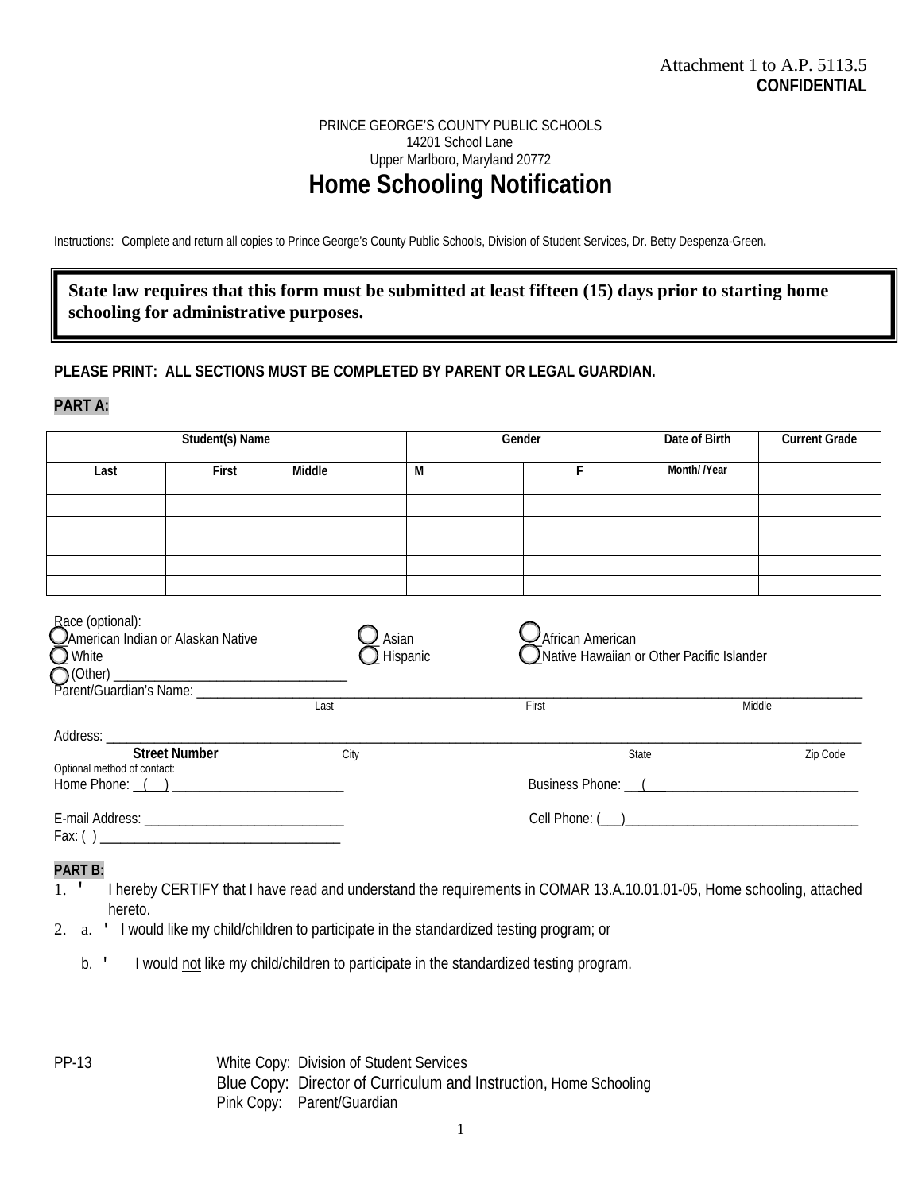Attachment 1 to A.P. 5113.5
**CONFIDENTIAL**

PRINCE GEORGE'S COUNTY PUBLIC SCHOOLS
14201 School Lane
Upper Marlboro, Maryland 20772

# Home Schooling Notification

Instructions: Complete and return all copies to Prince George's County Public Schools, Division of Student Services, Dr. Betty Despenza-Green**.**

> **State law requires that this form must be submitted at least fifteen (15) days prior to starting home schooling for administrative purposes.**

**PLEASE PRINT: ALL SECTIONS MUST BE COMPLETED BY PARENT OR LEGAL GUARDIAN.**

**PART A:**

| Student(s) Name | | | Gender | | Date of Birth | Current Grade |
|---|---|---|---|---|---|---|
| Last | First | Middle | M | F | Month/ /Year | |
| | | | | | | |
| | | | | | | |
| | | | | | | |
| | | | | | | |
| | | | | | | |

Race (optional):
- ○ American Indian or Alaskan Native
- ○ Asian
- ○ African American
- ○ White
- ○ Hispanic
- ○ Native Hawaiian or Other Pacific Islander
- ○ (Other) ________________________________

Parent/Guardian's Name: ______________________________________________________________________
Last First Middle

Address: ______________________________________________________________________________
**Street Number** City State Zip Code

Optional method of contact:

Home Phone: ( ) ________________________ Business Phone: ( ) ______________________________

E-mail Address: ___________________________ Cell Phone: ( ) __________________________________

Fax: ( ) __________________________________

**PART B:**

1. ' I hereby CERTIFY that I have read and understand the requirements in COMAR 13.A.10.01.01-05, Home schooling, attached hereto.
2. a. ' I would like my child/children to participate in the standardized testing program; or

   b. ' I would not like my child/children to participate in the standardized testing program.

PP-13

White Copy: Division of Student Services
Blue Copy: Director of Curriculum and Instruction, Home Schooling
Pink Copy: Parent/Guardian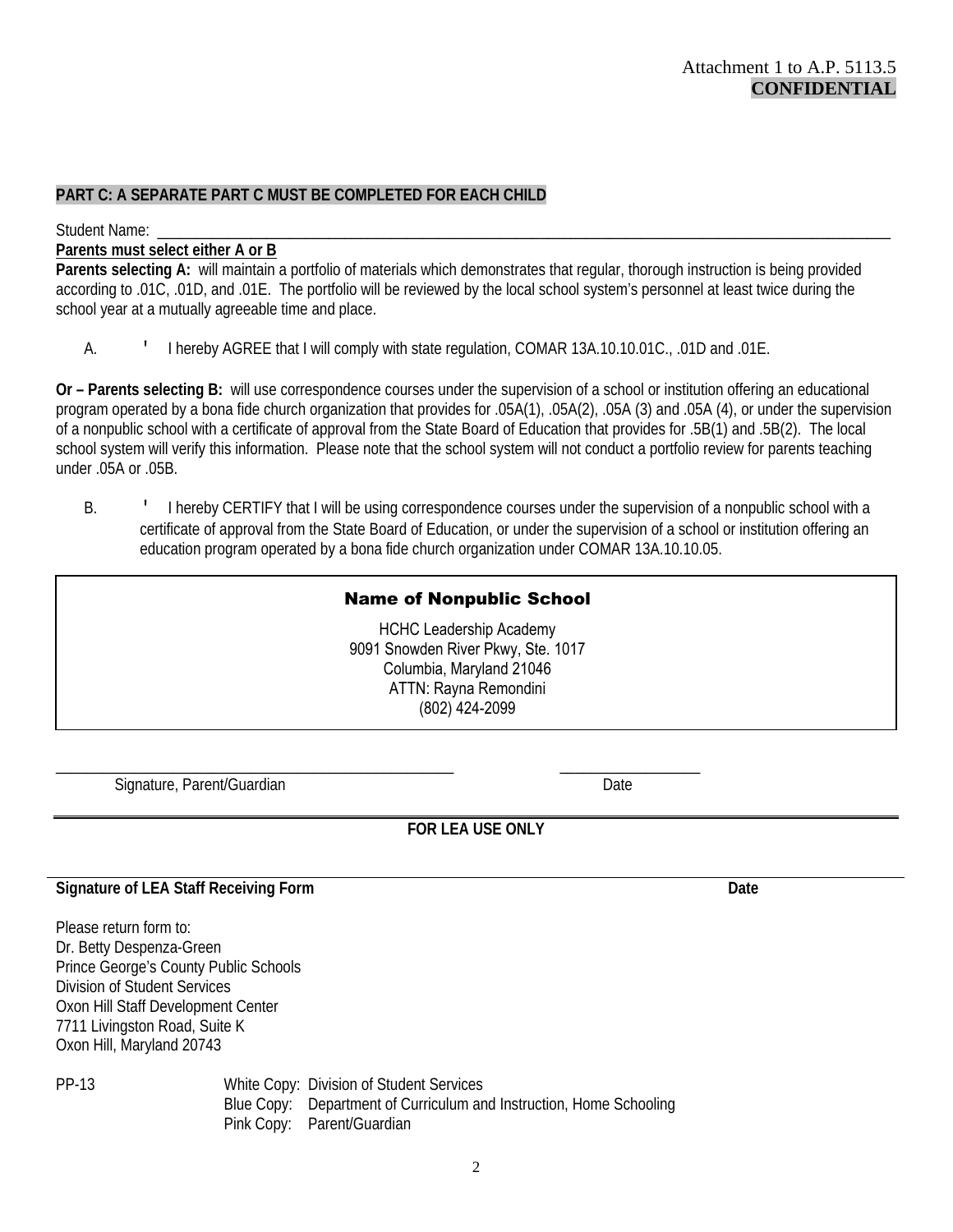Attachment 1 to A.P. 5113.5
**CONFIDENTIAL**

**PART C: A SEPARATE PART C MUST BE COMPLETED FOR EACH CHILD**

Student Name: \_\_\_\_\_\_\_\_\_\_\_\_\_\_\_\_\_\_\_\_\_\_\_\_\_\_\_\_\_\_\_\_\_\_\_\_\_\_\_\_\_\_\_\_\_\_\_\_\_\_\_\_\_\_\_\_\_\_\_\_\_\_\_\_

**Parents must select either A or B**

**Parents selecting A:** will maintain a portfolio of materials which demonstrates that regular, thorough instruction is being provided according to .01C, .01D, and .01E. The portfolio will be reviewed by the local school system's personnel at least twice during the school year at a mutually agreeable time and place.

A. ' I hereby AGREE that I will comply with state regulation, COMAR 13A.10.10.01C., .01D and .01E.

**Or – Parents selecting B:** will use correspondence courses under the supervision of a school or institution offering an educational program operated by a bona fide church organization that provides for .05A(1), .05A(2), .05A (3) and .05A (4), or under the supervision of a nonpublic school with a certificate of approval from the State Board of Education that provides for .5B(1) and .5B(2). The local school system will verify this information. Please note that the school system will not conduct a portfolio review for parents teaching under .05A or .05B.

B. ' I hereby CERTIFY that I will be using correspondence courses under the supervision of a nonpublic school with a certificate of approval from the State Board of Education, or under the supervision of a school or institution offering an education program operated by a bona fide church organization under COMAR 13A.10.10.05.

**Name of Nonpublic School**

HCHC Leadership Academy
9091 Snowden River Pkwy, Ste. 1017
Columbia, Maryland 21046
ATTN: Rayna Remondini
(802) 424-2099

\_\_\_\_\_\_\_\_\_\_\_\_\_\_\_\_\_\_\_\_\_\_\_\_\_\_\_\_\_\_\_\_\_\_\_\_\_\_\_\_ \_\_\_\_\_\_\_\_\_\_\_\_\_\_\_\_
Signature, Parent/Guardian Date

**FOR LEA USE ONLY**

**Signature of LEA Staff Receiving Form** **Date**

Please return form to:
Dr. Betty Despenza-Green
Prince George's County Public Schools
Division of Student Services
Oxon Hill Staff Development Center
7711 Livingston Road, Suite K
Oxon Hill, Maryland 20743

PP-13

White Copy: Division of Student Services
Blue Copy: Department of Curriculum and Instruction, Home Schooling
Pink Copy: Parent/Guardian